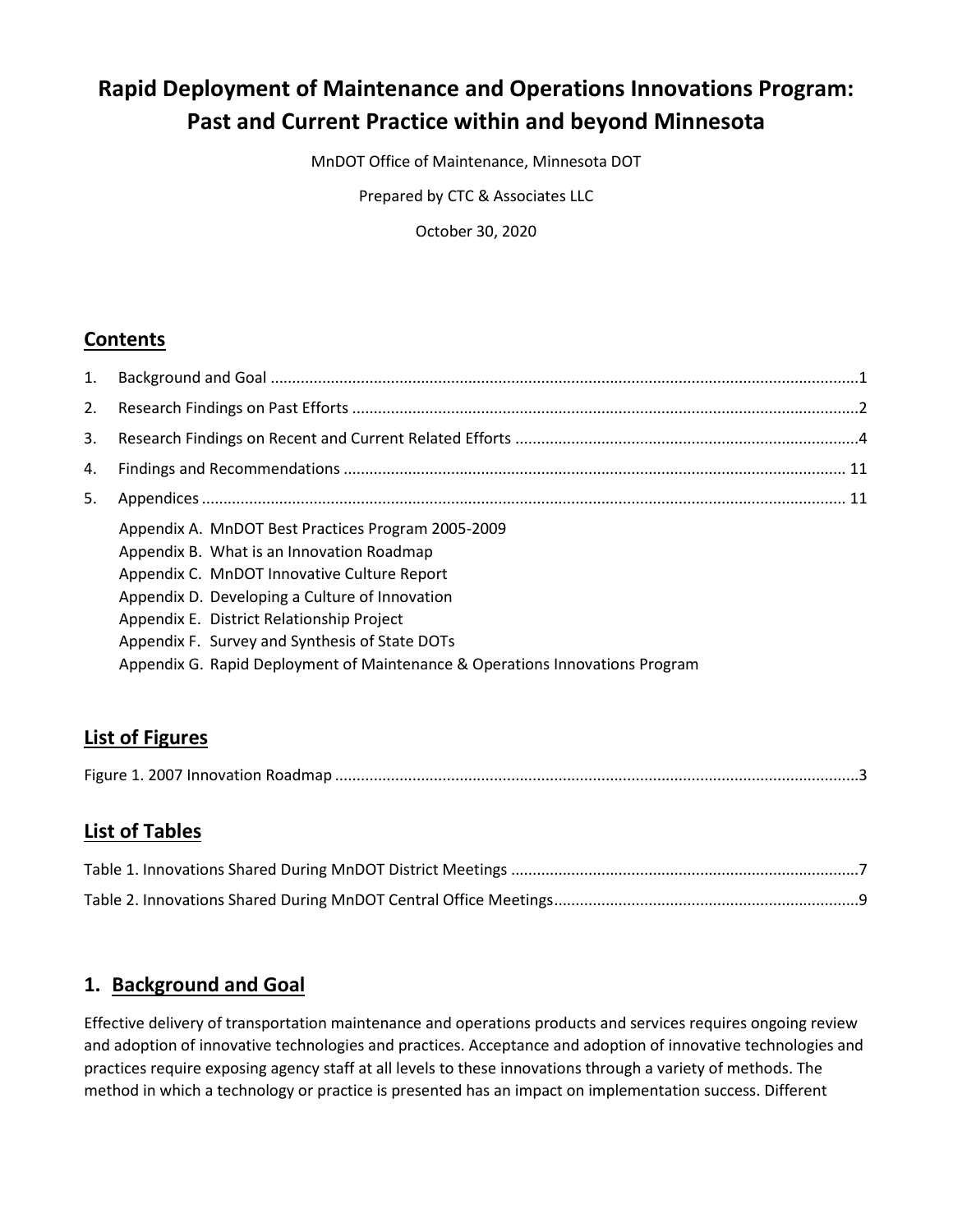# Rapid Deployment of Maintenance and Operations Innovations Program: Past and Current Practice within and beyond Minnesota

MnDOT Office of Maintenance, Minnesota DOT

Prepared by CTC & Associates LLC

October 30, 2020

## Contents

1. Background and Goal ........................................................................ 1
2. Research Findings on Past Efforts ........................................................................ 2
3. Research Findings on Recent and Current Related Efforts ........................................................................ 4
4. Findings and Recommendations ........................................................................ 11
5. Appendices ........................................................................ 11

   Appendix A. MnDOT Best Practices Program 2005-2009
   Appendix B. What is an Innovation Roadmap
   Appendix C. MnDOT Innovative Culture Report
   Appendix D. Developing a Culture of Innovation
   Appendix E. District Relationship Project
   Appendix F. Survey and Synthesis of State DOTs
   Appendix G. Rapid Deployment of Maintenance & Operations Innovations Program

## List of Figures

Figure 1. 2007 Innovation Roadmap ........................................................................ 3

## List of Tables

Table 1. Innovations Shared During MnDOT District Meetings ........................................................................ 7

Table 2. Innovations Shared During MnDOT Central Office Meetings ........................................................................ 9

## 1. Background and Goal

Effective delivery of transportation maintenance and operations products and services requires ongoing review and adoption of innovative technologies and practices. Acceptance and adoption of innovative technologies and practices require exposing agency staff at all levels to these innovations through a variety of methods. The method in which a technology or practice is presented has an impact on implementation success. Different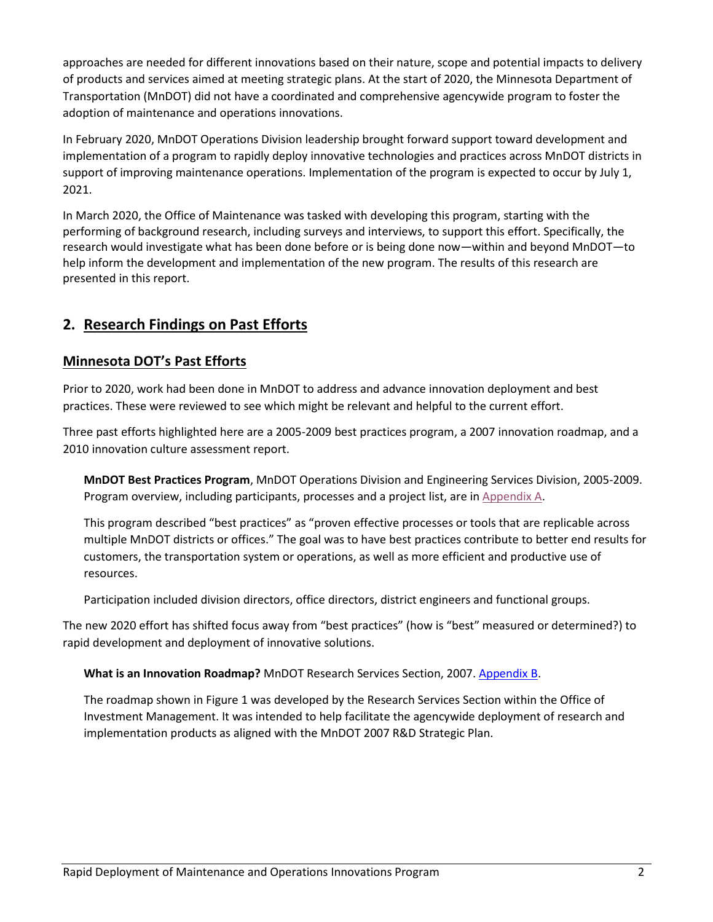approaches are needed for different innovations based on their nature, scope and potential impacts to delivery of products and services aimed at meeting strategic plans. At the start of 2020, the Minnesota Department of Transportation (MnDOT) did not have a coordinated and comprehensive agencywide program to foster the adoption of maintenance and operations innovations.

In February 2020, MnDOT Operations Division leadership brought forward support toward development and implementation of a program to rapidly deploy innovative technologies and practices across MnDOT districts in support of improving maintenance operations. Implementation of the program is expected to occur by July 1, 2021.

In March 2020, the Office of Maintenance was tasked with developing this program, starting with the performing of background research, including surveys and interviews, to support this effort. Specifically, the research would investigate what has been done before or is being done now—within and beyond MnDOT—to help inform the development and implementation of the new program. The results of this research are presented in this report.

## 2. Research Findings on Past Efforts

### Minnesota DOT's Past Efforts

Prior to 2020, work had been done in MnDOT to address and advance innovation deployment and best practices. These were reviewed to see which might be relevant and helpful to the current effort.

Three past efforts highlighted here are a 2005-2009 best practices program, a 2007 innovation roadmap, and a 2010 innovation culture assessment report.

**MnDOT Best Practices Program**, MnDOT Operations Division and Engineering Services Division, 2005-2009. Program overview, including participants, processes and a project list, are in Appendix A.

This program described "best practices" as "proven effective processes or tools that are replicable across multiple MnDOT districts or offices." The goal was to have best practices contribute to better end results for customers, the transportation system or operations, as well as more efficient and productive use of resources.

Participation included division directors, office directors, district engineers and functional groups.

The new 2020 effort has shifted focus away from "best practices" (how is "best" measured or determined?) to rapid development and deployment of innovative solutions.

**What is an Innovation Roadmap?** MnDOT Research Services Section, 2007. Appendix B.

The roadmap shown in Figure 1 was developed by the Research Services Section within the Office of Investment Management. It was intended to help facilitate the agencywide deployment of research and implementation products as aligned with the MnDOT 2007 R&D Strategic Plan.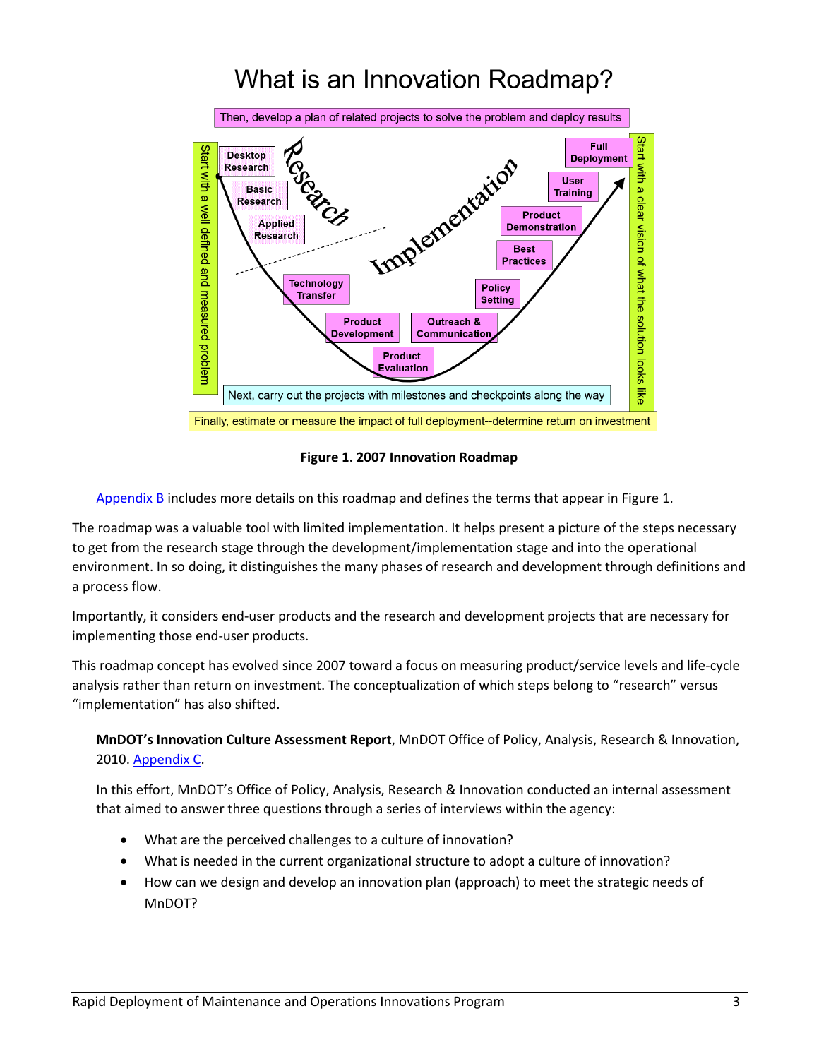Figure 1. 2007 Innovation Roadmap

Appendix B includes more details on this roadmap and defines the terms that appear in Figure 1.

The roadmap was a valuable tool with limited implementation. It helps present a picture of the steps necessary to get from the research stage through the development/implementation stage and into the operational environment. In so doing, it distinguishes the many phases of research and development through definitions and a process flow.

Importantly, it considers end-user products and the research and development projects that are necessary for implementing those end-user products.

This roadmap concept has evolved since 2007 toward a focus on measuring product/service levels and life-cycle analysis rather than return on investment. The conceptualization of which steps belong to "research" versus "implementation" has also shifted.

**MnDOT's Innovation Culture Assessment Report**, MnDOT Office of Policy, Analysis, Research & Innovation, 2010. Appendix C.

In this effort, MnDOT's Office of Policy, Analysis, Research & Innovation conducted an internal assessment that aimed to answer three questions through a series of interviews within the agency:

- What are the perceived challenges to a culture of innovation?
- What is needed in the current organizational structure to adopt a culture of innovation?
- How can we design and develop an innovation plan (approach) to meet the strategic needs of MnDOT?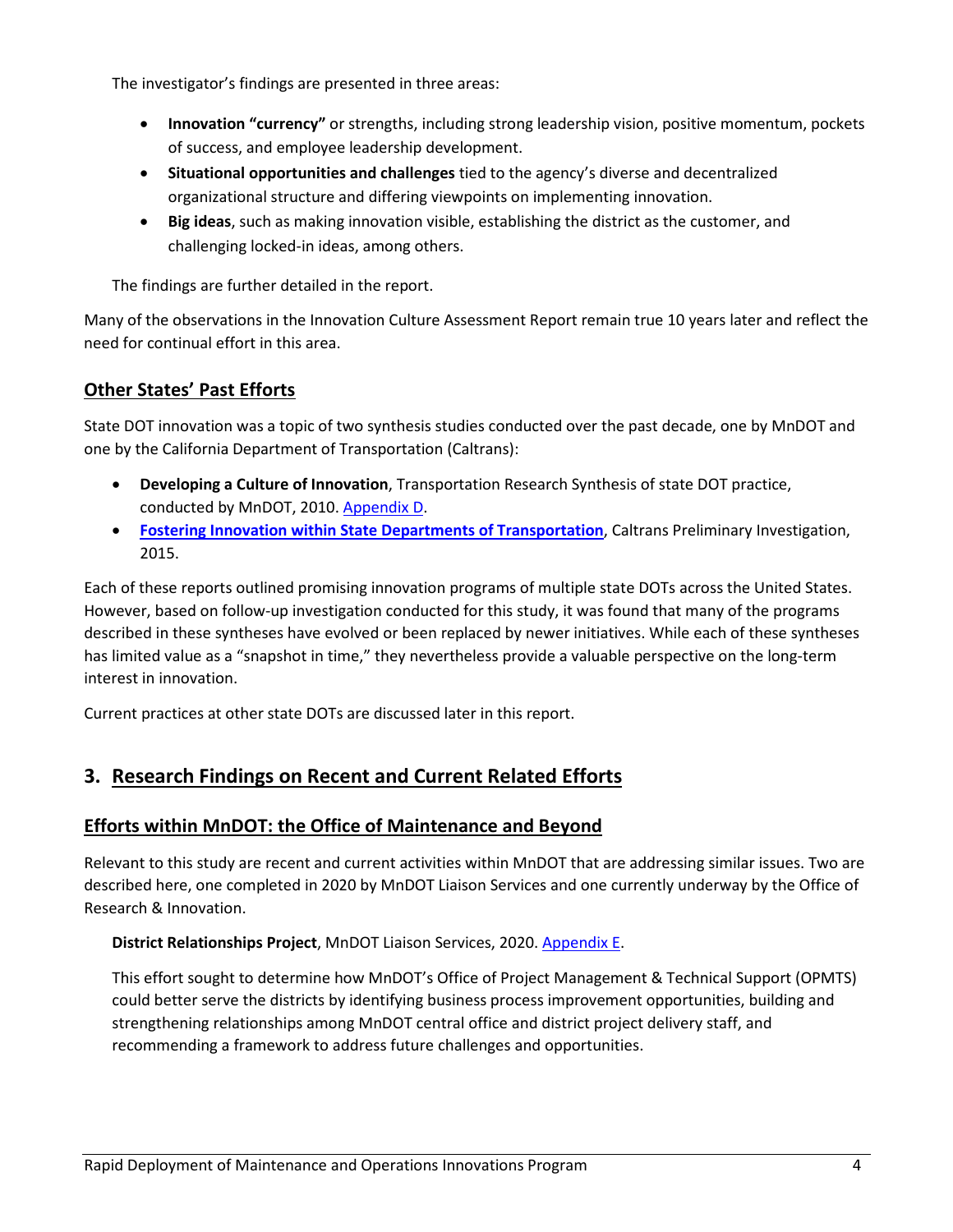The investigator's findings are presented in three areas:

- **Innovation "currency"** or strengths, including strong leadership vision, positive momentum, pockets of success, and employee leadership development.
- **Situational opportunities and challenges** tied to the agency's diverse and decentralized organizational structure and differing viewpoints on implementing innovation.
- **Big ideas**, such as making innovation visible, establishing the district as the customer, and challenging locked-in ideas, among others.

The findings are further detailed in the report.

Many of the observations in the Innovation Culture Assessment Report remain true 10 years later and reflect the need for continual effort in this area.

## Other States' Past Efforts

State DOT innovation was a topic of two synthesis studies conducted over the past decade, one by MnDOT and one by the California Department of Transportation (Caltrans):

- **Developing a Culture of Innovation**, Transportation Research Synthesis of state DOT practice, conducted by MnDOT, 2010. Appendix D.
- **Fostering Innovation within State Departments of Transportation**, Caltrans Preliminary Investigation, 2015.

Each of these reports outlined promising innovation programs of multiple state DOTs across the United States. However, based on follow-up investigation conducted for this study, it was found that many of the programs described in these syntheses have evolved or been replaced by newer initiatives. While each of these syntheses has limited value as a "snapshot in time," they nevertheless provide a valuable perspective on the long-term interest in innovation.

Current practices at other state DOTs are discussed later in this report.

# 3. Research Findings on Recent and Current Related Efforts

## Efforts within MnDOT: the Office of Maintenance and Beyond

Relevant to this study are recent and current activities within MnDOT that are addressing similar issues. Two are described here, one completed in 2020 by MnDOT Liaison Services and one currently underway by the Office of Research & Innovation.

**District Relationships Project**, MnDOT Liaison Services, 2020. Appendix E.

This effort sought to determine how MnDOT's Office of Project Management & Technical Support (OPMTS) could better serve the districts by identifying business process improvement opportunities, building and strengthening relationships among MnDOT central office and district project delivery staff, and recommending a framework to address future challenges and opportunities.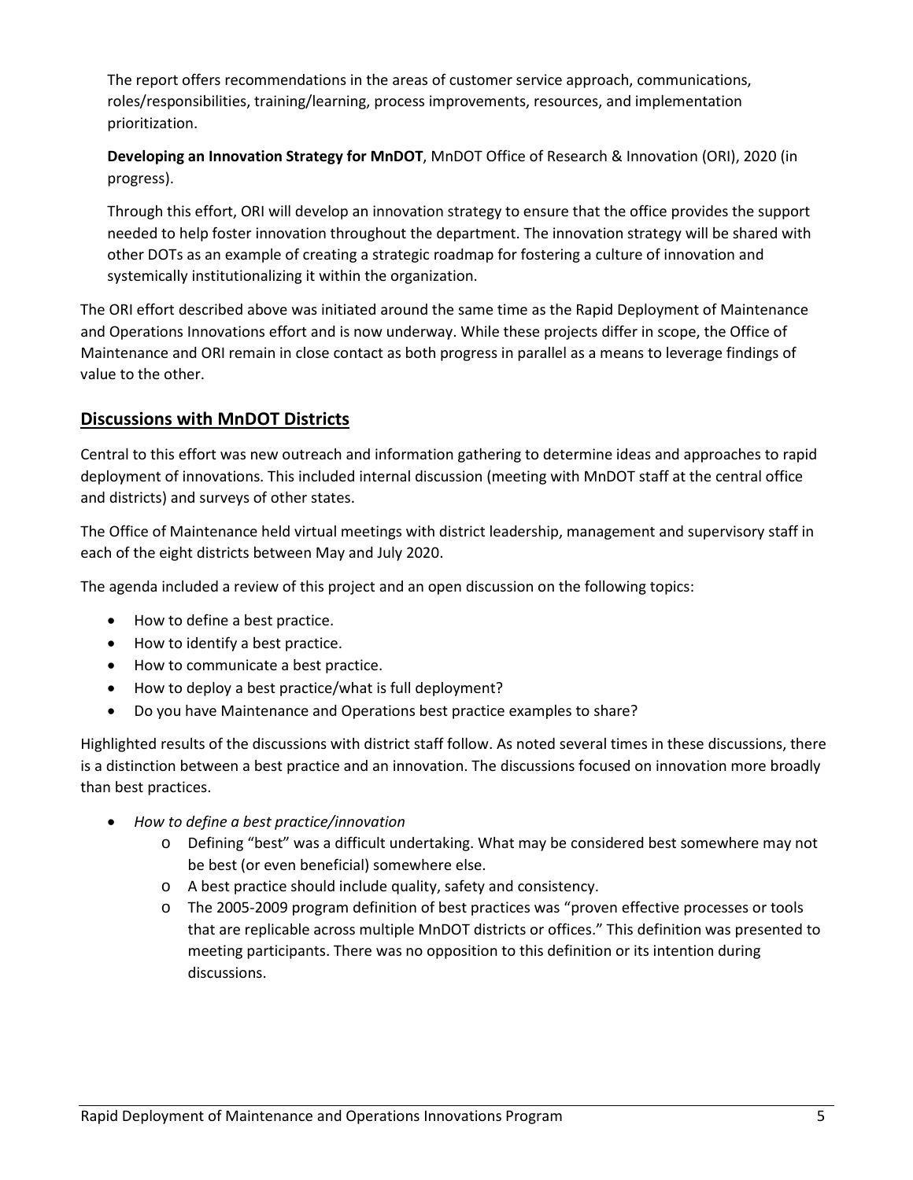The report offers recommendations in the areas of customer service approach, communications, roles/responsibilities, training/learning, process improvements, resources, and implementation prioritization.

**Developing an Innovation Strategy for MnDOT**, MnDOT Office of Research & Innovation (ORI), 2020 (in progress).

Through this effort, ORI will develop an innovation strategy to ensure that the office provides the support needed to help foster innovation throughout the department. The innovation strategy will be shared with other DOTs as an example of creating a strategic roadmap for fostering a culture of innovation and systemically institutionalizing it within the organization.

The ORI effort described above was initiated around the same time as the Rapid Deployment of Maintenance and Operations Innovations effort and is now underway. While these projects differ in scope, the Office of Maintenance and ORI remain in close contact as both progress in parallel as a means to leverage findings of value to the other.

## Discussions with MnDOT Districts

Central to this effort was new outreach and information gathering to determine ideas and approaches to rapid deployment of innovations. This included internal discussion (meeting with MnDOT staff at the central office and districts) and surveys of other states.

The Office of Maintenance held virtual meetings with district leadership, management and supervisory staff in each of the eight districts between May and July 2020.

The agenda included a review of this project and an open discussion on the following topics:

- How to define a best practice.
- How to identify a best practice.
- How to communicate a best practice.
- How to deploy a best practice/what is full deployment?
- Do you have Maintenance and Operations best practice examples to share?

Highlighted results of the discussions with district staff follow. As noted several times in these discussions, there is a distinction between a best practice and an innovation. The discussions focused on innovation more broadly than best practices.

- *How to define a best practice/innovation*
  - Defining "best" was a difficult undertaking. What may be considered best somewhere may not be best (or even beneficial) somewhere else.
  - A best practice should include quality, safety and consistency.
  - The 2005-2009 program definition of best practices was "proven effective processes or tools that are replicable across multiple MnDOT districts or offices." This definition was presented to meeting participants. There was no opposition to this definition or its intention during discussions.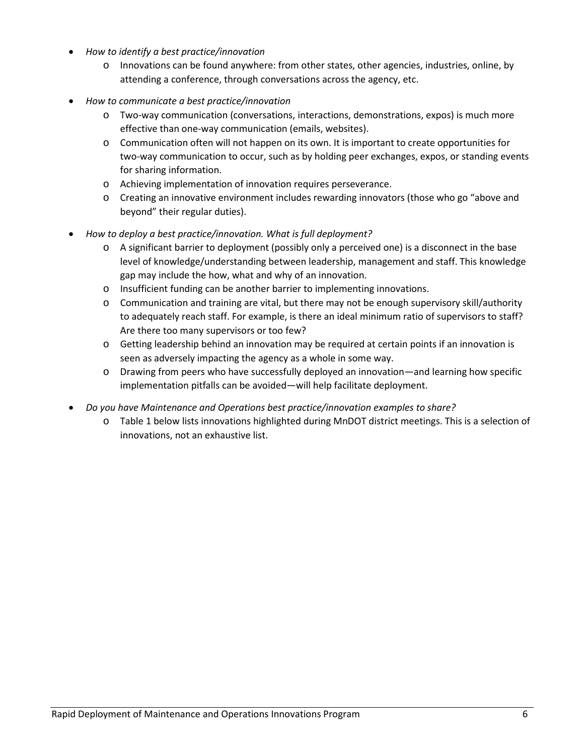- *How to identify a best practice/innovation*
  - Innovations can be found anywhere: from other states, other agencies, industries, online, by attending a conference, through conversations across the agency, etc.
- *How to communicate a best practice/innovation*
  - Two-way communication (conversations, interactions, demonstrations, expos) is much more effective than one-way communication (emails, websites).
  - Communication often will not happen on its own. It is important to create opportunities for two-way communication to occur, such as by holding peer exchanges, expos, or standing events for sharing information.
  - Achieving implementation of innovation requires perseverance.
  - Creating an innovative environment includes rewarding innovators (those who go "above and beyond" their regular duties).
- *How to deploy a best practice/innovation. What is full deployment?*
  - A significant barrier to deployment (possibly only a perceived one) is a disconnect in the base level of knowledge/understanding between leadership, management and staff. This knowledge gap may include the how, what and why of an innovation.
  - Insufficient funding can be another barrier to implementing innovations.
  - Communication and training are vital, but there may not be enough supervisory skill/authority to adequately reach staff. For example, is there an ideal minimum ratio of supervisors to staff? Are there too many supervisors or too few?
  - Getting leadership behind an innovation may be required at certain points if an innovation is seen as adversely impacting the agency as a whole in some way.
  - Drawing from peers who have successfully deployed an innovation—and learning how specific implementation pitfalls can be avoided—will help facilitate deployment.
- *Do you have Maintenance and Operations best practice/innovation examples to share?*
  - Table 1 below lists innovations highlighted during MnDOT district meetings. This is a selection of innovations, not an exhaustive list.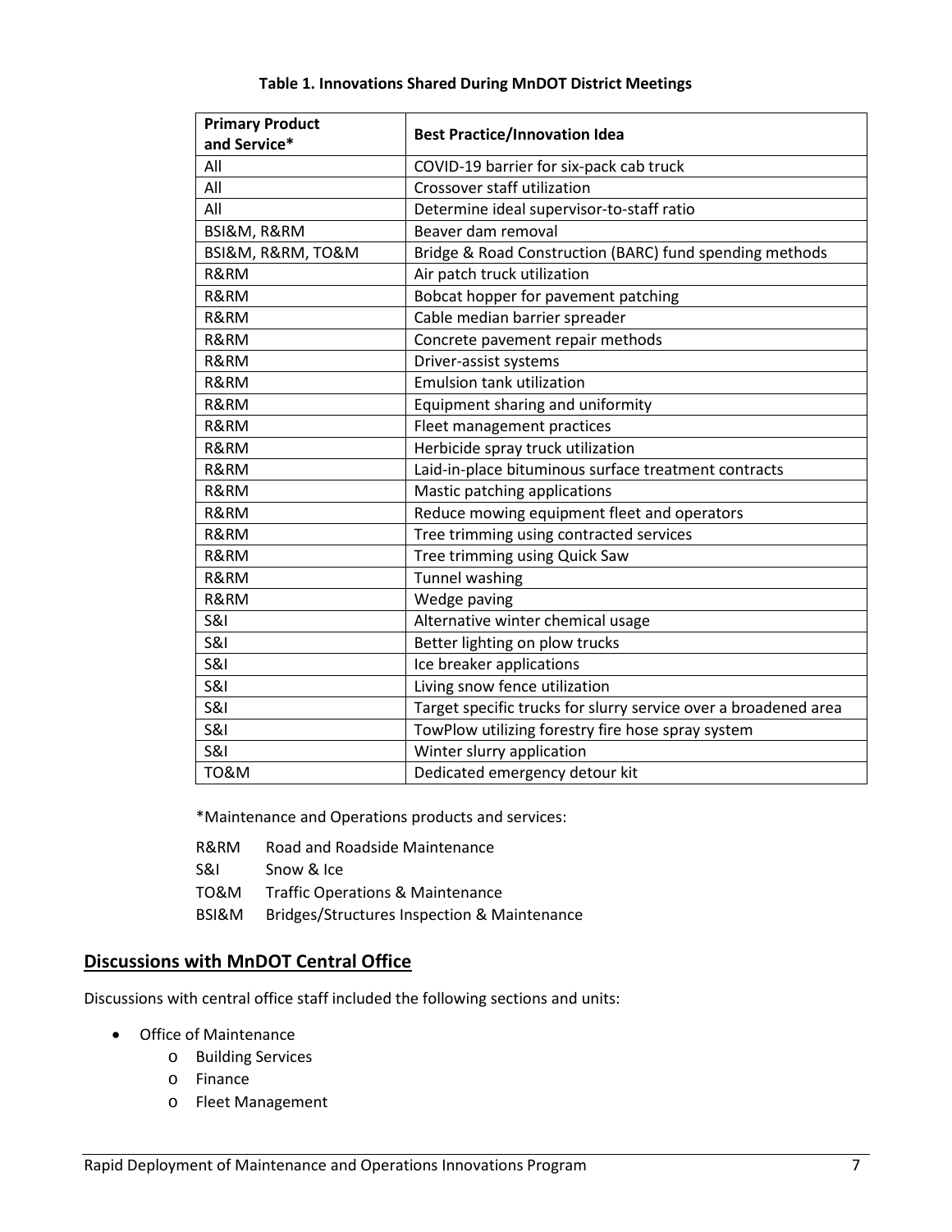**Table 1. Innovations Shared During MnDOT District Meetings**

| Primary Product and Service* | Best Practice/Innovation Idea |
|---|---|
| All | COVID-19 barrier for six-pack cab truck |
| All | Crossover staff utilization |
| All | Determine ideal supervisor-to-staff ratio |
| BSI&M, R&RM | Beaver dam removal |
| BSI&M, R&RM, TO&M | Bridge & Road Construction (BARC) fund spending methods |
| R&RM | Air patch truck utilization |
| R&RM | Bobcat hopper for pavement patching |
| R&RM | Cable median barrier spreader |
| R&RM | Concrete pavement repair methods |
| R&RM | Driver-assist systems |
| R&RM | Emulsion tank utilization |
| R&RM | Equipment sharing and uniformity |
| R&RM | Fleet management practices |
| R&RM | Herbicide spray truck utilization |
| R&RM | Laid-in-place bituminous surface treatment contracts |
| R&RM | Mastic patching applications |
| R&RM | Reduce mowing equipment fleet and operators |
| R&RM | Tree trimming using contracted services |
| R&RM | Tree trimming using Quick Saw |
| R&RM | Tunnel washing |
| R&RM | Wedge paving |
| S&I | Alternative winter chemical usage |
| S&I | Better lighting on plow trucks |
| S&I | Ice breaker applications |
| S&I | Living snow fence utilization |
| S&I | Target specific trucks for slurry service over a broadened area |
| S&I | TowPlow utilizing forestry fire hose spray system |
| S&I | Winter slurry application |
| TO&M | Dedicated emergency detour kit |

*Maintenance and Operations products and services:

R&RM Road and Roadside Maintenance
S&I Snow & Ice
TO&M Traffic Operations & Maintenance
BSI&M Bridges/Structures Inspection & Maintenance

## Discussions with MnDOT Central Office

Discussions with central office staff included the following sections and units:

- Office of Maintenance
  - Building Services
  - Finance
  - Fleet Management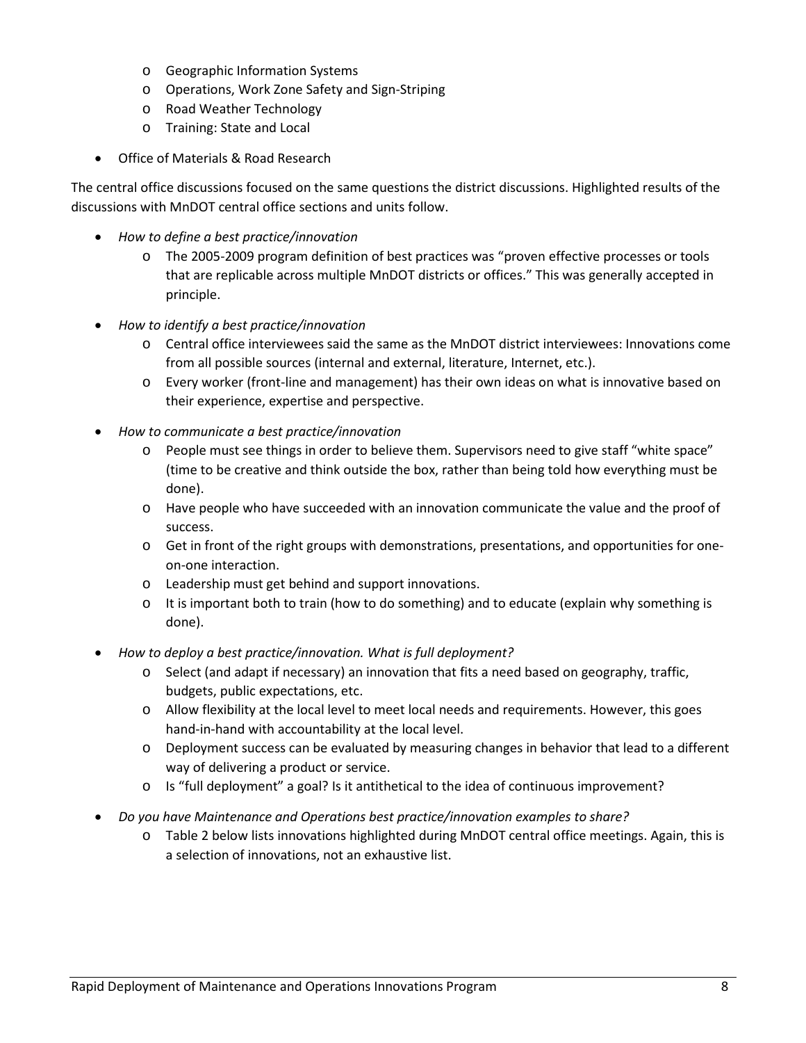- Geographic Information Systems
  - Operations, Work Zone Safety and Sign-Striping
  - Road Weather Technology
  - Training: State and Local

- Office of Materials & Road Research

The central office discussions focused on the same questions the district discussions. Highlighted results of the discussions with MnDOT central office sections and units follow.

- *How to define a best practice/innovation*
  - The 2005-2009 program definition of best practices was "proven effective processes or tools that are replicable across multiple MnDOT districts or offices." This was generally accepted in principle.
- *How to identify a best practice/innovation*
  - Central office interviewees said the same as the MnDOT district interviewees: Innovations come from all possible sources (internal and external, literature, Internet, etc.).
  - Every worker (front-line and management) has their own ideas on what is innovative based on their experience, expertise and perspective.
- *How to communicate a best practice/innovation*
  - People must see things in order to believe them. Supervisors need to give staff "white space" (time to be creative and think outside the box, rather than being told how everything must be done).
  - Have people who have succeeded with an innovation communicate the value and the proof of success.
  - Get in front of the right groups with demonstrations, presentations, and opportunities for one-on-one interaction.
  - Leadership must get behind and support innovations.
  - It is important both to train (how to do something) and to educate (explain why something is done).
- *How to deploy a best practice/innovation. What is full deployment?*
  - Select (and adapt if necessary) an innovation that fits a need based on geography, traffic, budgets, public expectations, etc.
  - Allow flexibility at the local level to meet local needs and requirements. However, this goes hand-in-hand with accountability at the local level.
  - Deployment success can be evaluated by measuring changes in behavior that lead to a different way of delivering a product or service.
  - Is "full deployment" a goal? Is it antithetical to the idea of continuous improvement?
- *Do you have Maintenance and Operations best practice/innovation examples to share?*
  - Table 2 below lists innovations highlighted during MnDOT central office meetings. Again, this is a selection of innovations, not an exhaustive list.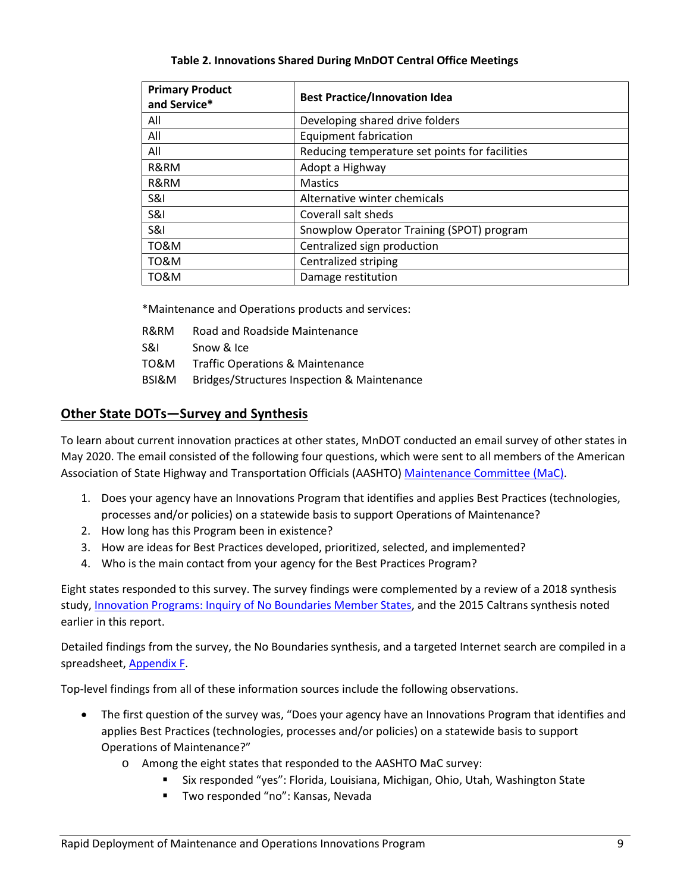**Table 2. Innovations Shared During MnDOT Central Office Meetings**

| Primary Product and Service* | Best Practice/Innovation Idea |
|---|---|
| All | Developing shared drive folders |
| All | Equipment fabrication |
| All | Reducing temperature set points for facilities |
| R&RM | Adopt a Highway |
| R&RM | Mastics |
| S&I | Alternative winter chemicals |
| S&I | Coverall salt sheds |
| S&I | Snowplow Operator Training (SPOT) program |
| TO&M | Centralized sign production |
| TO&M | Centralized striping |
| TO&M | Damage restitution |

*Maintenance and Operations products and services:

R&RM Road and Roadside Maintenance
S&I Snow & Ice
TO&M Traffic Operations & Maintenance
BSI&M Bridges/Structures Inspection & Maintenance

## Other State DOTs—Survey and Synthesis

To learn about current innovation practices at other states, MnDOT conducted an email survey of other states in May 2020. The email consisted of the following four questions, which were sent to all members of the American Association of State Highway and Transportation Officials (AASHTO) Maintenance Committee (MaC).

1. Does your agency have an Innovations Program that identifies and applies Best Practices (technologies, processes and/or policies) on a statewide basis to support Operations of Maintenance?
2. How long has this Program been in existence?
3. How are ideas for Best Practices developed, prioritized, selected, and implemented?
4. Who is the main contact from your agency for the Best Practices Program?

Eight states responded to this survey. The survey findings were complemented by a review of a 2018 synthesis study, Innovation Programs: Inquiry of No Boundaries Member States, and the 2015 Caltrans synthesis noted earlier in this report.

Detailed findings from the survey, the No Boundaries synthesis, and a targeted Internet search are compiled in a spreadsheet, Appendix F.

Top-level findings from all of these information sources include the following observations.

- The first question of the survey was, "Does your agency have an Innovations Program that identifies and applies Best Practices (technologies, processes and/or policies) on a statewide basis to support Operations of Maintenance?"
  - Among the eight states that responded to the AASHTO MaC survey:
    - Six responded "yes": Florida, Louisiana, Michigan, Ohio, Utah, Washington State
    - Two responded "no": Kansas, Nevada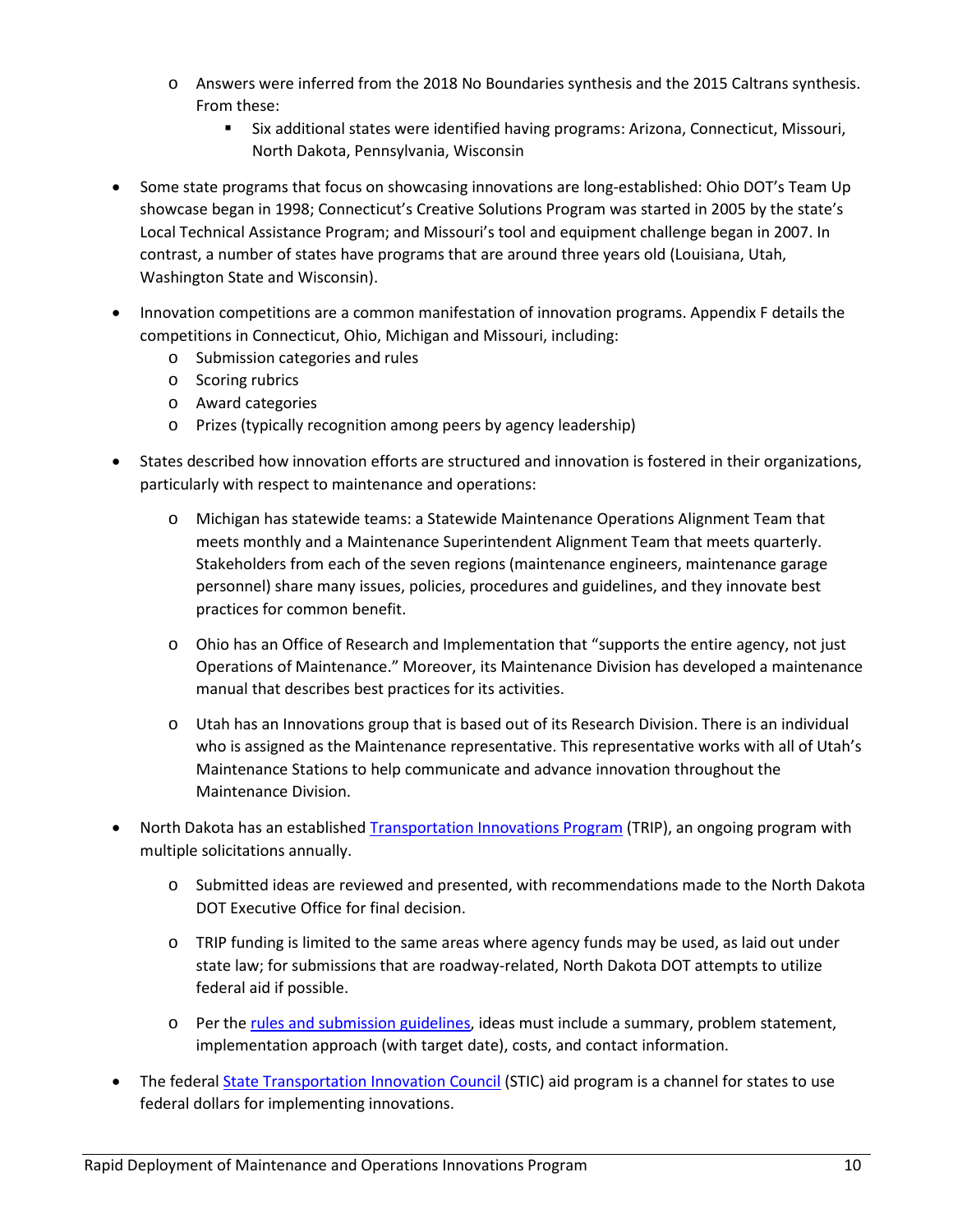- Answers were inferred from the 2018 No Boundaries synthesis and the 2015 Caltrans synthesis. From these:
        - Six additional states were identified having programs: Arizona, Connecticut, Missouri, North Dakota, Pennsylvania, Wisconsin

- Some state programs that focus on showcasing innovations are long-established: Ohio DOT's Team Up showcase began in 1998; Connecticut's Creative Solutions Program was started in 2005 by the state's Local Technical Assistance Program; and Missouri's tool and equipment challenge began in 2007. In contrast, a number of states have programs that are around three years old (Louisiana, Utah, Washington State and Wisconsin).

- Innovation competitions are a common manifestation of innovation programs. Appendix F details the competitions in Connecticut, Ohio, Michigan and Missouri, including:
    - Submission categories and rules
    - Scoring rubrics
    - Award categories
    - Prizes (typically recognition among peers by agency leadership)

- States described how innovation efforts are structured and innovation is fostered in their organizations, particularly with respect to maintenance and operations:
    - Michigan has statewide teams: a Statewide Maintenance Operations Alignment Team that meets monthly and a Maintenance Superintendent Alignment Team that meets quarterly. Stakeholders from each of the seven regions (maintenance engineers, maintenance garage personnel) share many issues, policies, procedures and guidelines, and they innovate best practices for common benefit.
    - Ohio has an Office of Research and Implementation that "supports the entire agency, not just Operations of Maintenance." Moreover, its Maintenance Division has developed a maintenance manual that describes best practices for its activities.
    - Utah has an Innovations group that is based out of its Research Division. There is an individual who is assigned as the Maintenance representative. This representative works with all of Utah's Maintenance Stations to help communicate and advance innovation throughout the Maintenance Division.

- North Dakota has an established Transportation Innovations Program (TRIP), an ongoing program with multiple solicitations annually.
    - Submitted ideas are reviewed and presented, with recommendations made to the North Dakota DOT Executive Office for final decision.
    - TRIP funding is limited to the same areas where agency funds may be used, as laid out under state law; for submissions that are roadway-related, North Dakota DOT attempts to utilize federal aid if possible.
    - Per the rules and submission guidelines, ideas must include a summary, problem statement, implementation approach (with target date), costs, and contact information.

- The federal State Transportation Innovation Council (STIC) aid program is a channel for states to use federal dollars for implementing innovations.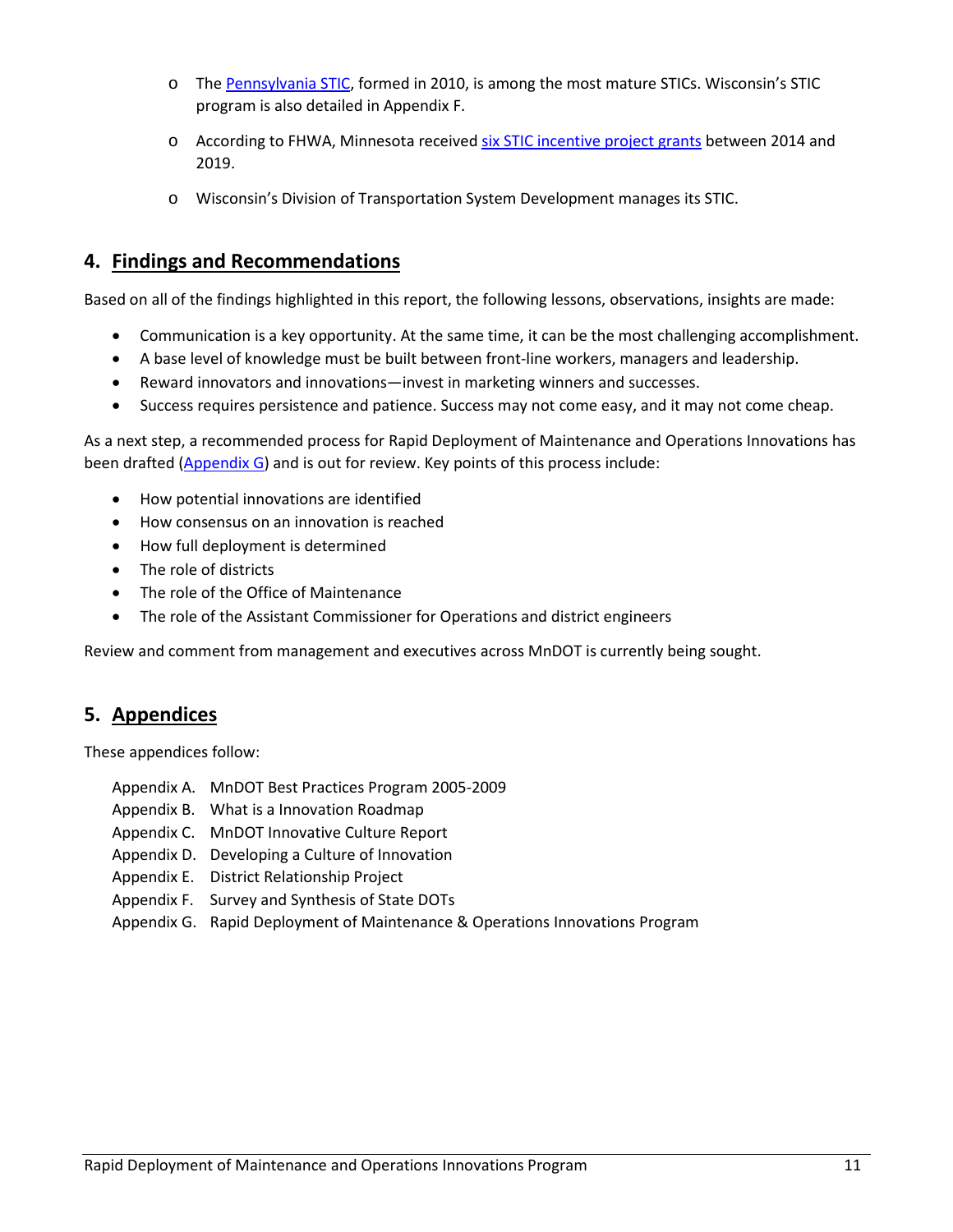- The Pennsylvania STIC, formed in 2010, is among the most mature STICs. Wisconsin's STIC program is also detailed in Appendix F.
- According to FHWA, Minnesota received six STIC incentive project grants between 2014 and 2019.
- Wisconsin's Division of Transportation System Development manages its STIC.

## 4. Findings and Recommendations

Based on all of the findings highlighted in this report, the following lessons, observations, insights are made:

- Communication is a key opportunity. At the same time, it can be the most challenging accomplishment.
- A base level of knowledge must be built between front-line workers, managers and leadership.
- Reward innovators and innovations—invest in marketing winners and successes.
- Success requires persistence and patience. Success may not come easy, and it may not come cheap.

As a next step, a recommended process for Rapid Deployment of Maintenance and Operations Innovations has been drafted (Appendix G) and is out for review. Key points of this process include:

- How potential innovations are identified
- How consensus on an innovation is reached
- How full deployment is determined
- The role of districts
- The role of the Office of Maintenance
- The role of the Assistant Commissioner for Operations and district engineers

Review and comment from management and executives across MnDOT is currently being sought.

## 5. Appendices

These appendices follow:

Appendix A. MnDOT Best Practices Program 2005-2009
Appendix B. What is a Innovation Roadmap
Appendix C. MnDOT Innovative Culture Report
Appendix D. Developing a Culture of Innovation
Appendix E. District Relationship Project
Appendix F. Survey and Synthesis of State DOTs
Appendix G. Rapid Deployment of Maintenance & Operations Innovations Program